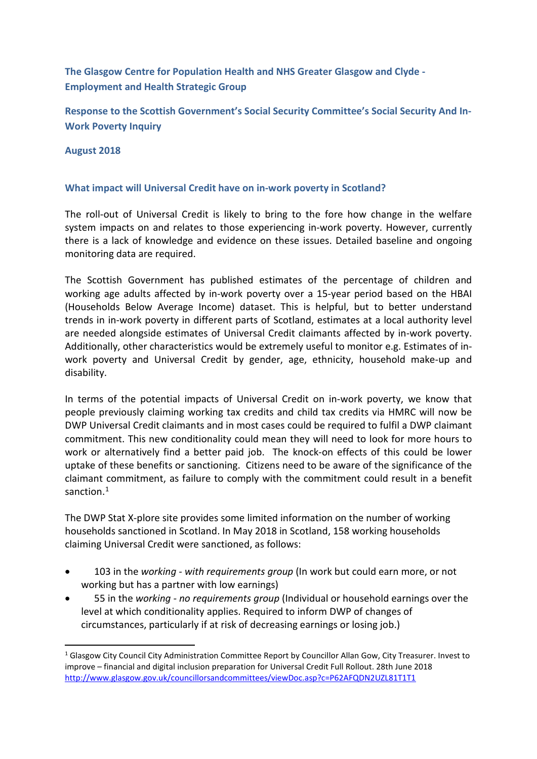**The Glasgow Centre for Population Health and NHS Greater Glasgow and Clyde - Employment and Health Strategic Group**

**Response to the Scottish Government's Social Security Committee's Social Security And In-Work Poverty Inquiry**

**August 2018**

## What impact will Universal Credit have on in-work poverty in Scotland?

The roll-out of Universal Credit is likely to bring to the fore how change in the welfare system impacts on and relates to those experiencing in-work poverty. However, currently there is a lack of knowledge and evidence on these issues. Detailed baseline and ongoing monitoring data are required.

The Scottish Government has published estimates of the percentage of children and working age adults affected by in-work poverty over a 15-year period based on the HBAI (Households Below Average Income) dataset. This is helpful, but to better understand trends in in-work poverty in different parts of Scotland, estimates at a local authority level are needed alongside estimates of Universal Credit claimants affected by in-work poverty. Additionally, other characteristics would be extremely useful to monitor e.g. Estimates of in-work poverty and Universal Credit by gender, age, ethnicity, household make-up and disability.

In terms of the potential impacts of Universal Credit on in-work poverty, we know that people previously claiming working tax credits and child tax credits via HMRC will now be DWP Universal Credit claimants and in most cases could be required to fulfil a DWP claimant commitment. This new conditionality could mean they will need to look for more hours to work or alternatively find a better paid job. The knock-on effects of this could be lower uptake of these benefits or sanctioning. Citizens need to be aware of the significance of the claimant commitment, as failure to comply with the commitment could result in a benefit sanction.[1]

The DWP Stat X-plore site provides some limited information on the number of working households sanctioned in Scotland. In May 2018 in Scotland, 158 working households claiming Universal Credit were sanctioned, as follows:

- 103 in the *working - with requirements group* (In work but could earn more, or not working but has a partner with low earnings)
- 55 in the *working - no requirements group* (Individual or household earnings over the level at which conditionality applies. Required to inform DWP of changes of circumstances, particularly if at risk of decreasing earnings or losing job.)

---

[1] Glasgow City Council City Administration Committee Report by Councillor Allan Gow, City Treasurer. Invest to improve – financial and digital inclusion preparation for Universal Credit Full Rollout. 28th June 2018 http://www.glasgow.gov.uk/councillorsandcommittees/viewDoc.asp?c=P62AFQDN2UZL81T1T1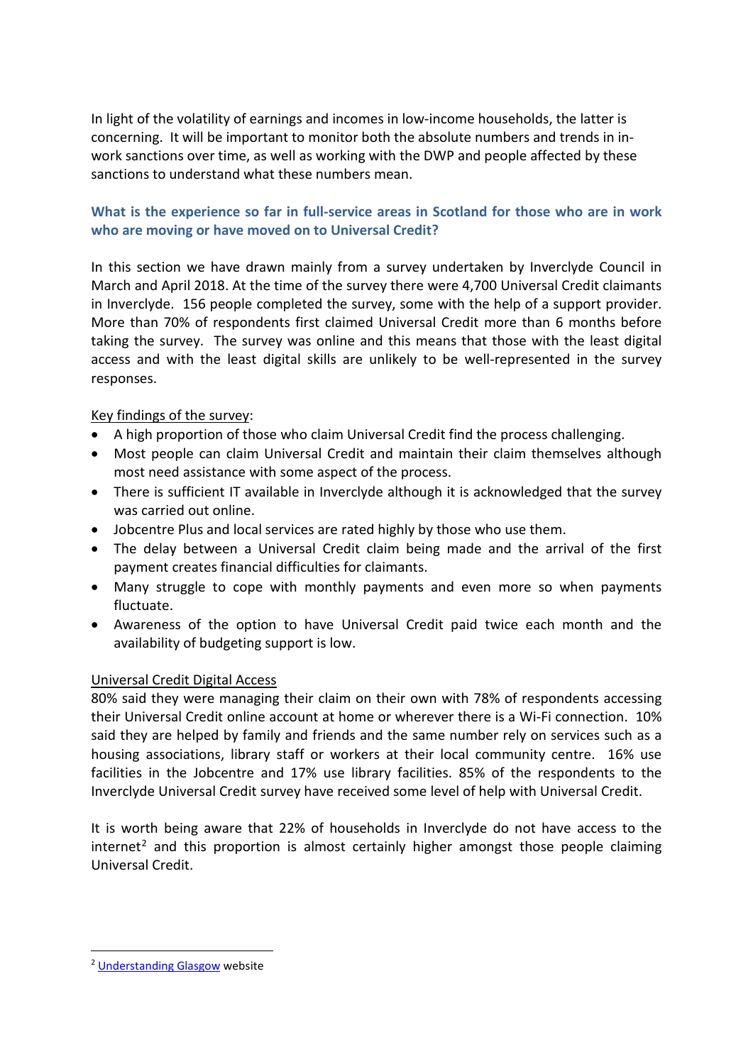In light of the volatility of earnings and incomes in low-income households, the latter is concerning. It will be important to monitor both the absolute numbers and trends in in-work sanctions over time, as well as working with the DWP and people affected by these sanctions to understand what these numbers mean.

### What is the experience so far in full-service areas in Scotland for those who are in work who are moving or have moved on to Universal Credit?

In this section we have drawn mainly from a survey undertaken by Inverclyde Council in March and April 2018. At the time of the survey there were 4,700 Universal Credit claimants in Inverclyde. 156 people completed the survey, some with the help of a support provider. More than 70% of respondents first claimed Universal Credit more than 6 months before taking the survey. The survey was online and this means that those with the least digital access and with the least digital skills are unlikely to be well-represented in the survey responses.

Key findings of the survey:

- A high proportion of those who claim Universal Credit find the process challenging.
- Most people can claim Universal Credit and maintain their claim themselves although most need assistance with some aspect of the process.
- There is sufficient IT available in Inverclyde although it is acknowledged that the survey was carried out online.
- Jobcentre Plus and local services are rated highly by those who use them.
- The delay between a Universal Credit claim being made and the arrival of the first payment creates financial difficulties for claimants.
- Many struggle to cope with monthly payments and even more so when payments fluctuate.
- Awareness of the option to have Universal Credit paid twice each month and the availability of budgeting support is low.

Universal Credit Digital Access

80% said they were managing their claim on their own with 78% of respondents accessing their Universal Credit online account at home or wherever there is a Wi-Fi connection. 10% said they are helped by family and friends and the same number rely on services such as a housing associations, library staff or workers at their local community centre. 16% use facilities in the Jobcentre and 17% use library facilities. 85% of the respondents to the Inverclyde Universal Credit survey have received some level of help with Universal Credit.

It is worth being aware that 22% of households in Inverclyde do not have access to the internet[2] and this proportion is almost certainly higher amongst those people claiming Universal Credit.

[2] Understanding Glasgow website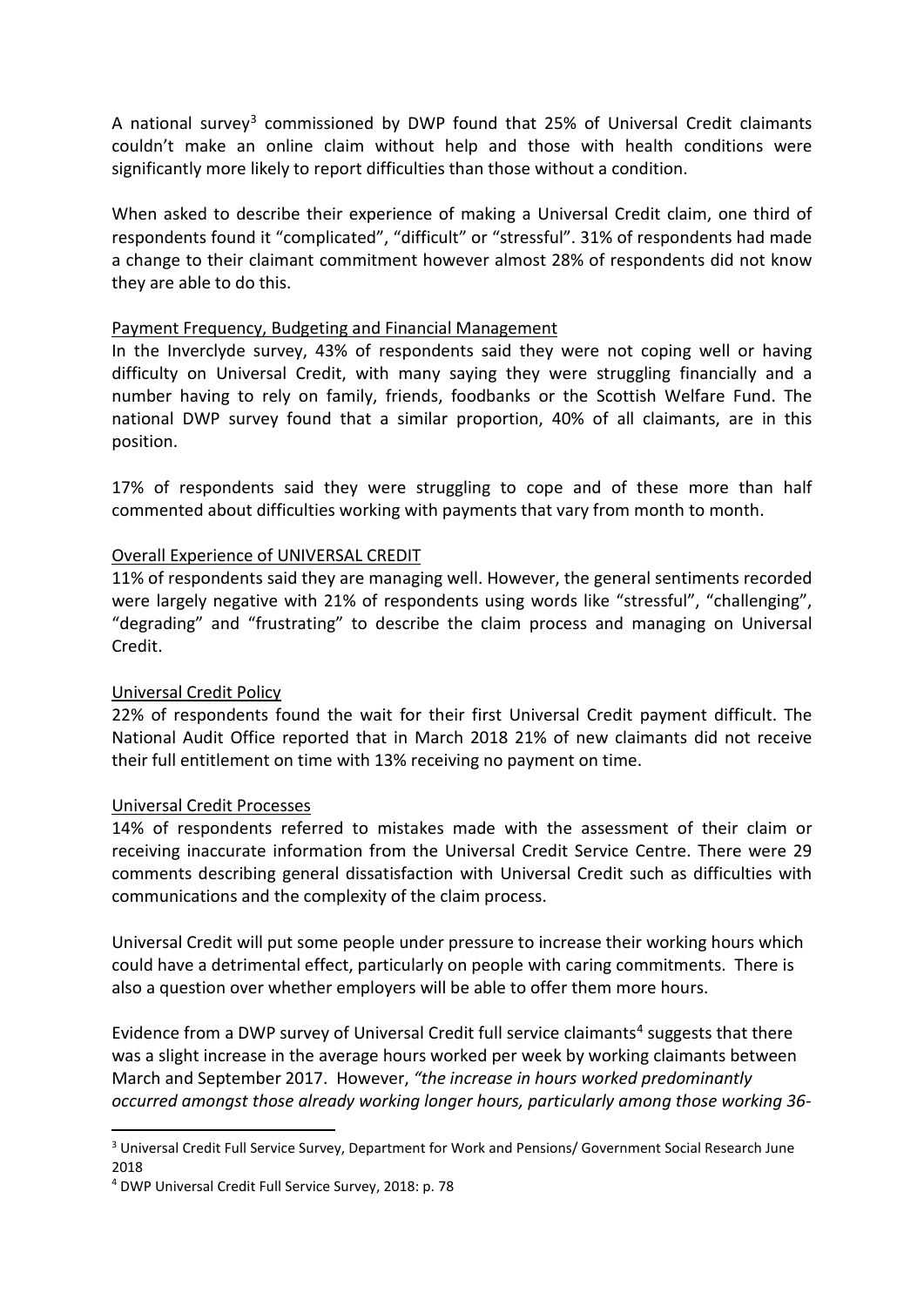A national survey[3] commissioned by DWP found that 25% of Universal Credit claimants couldn't make an online claim without help and those with health conditions were significantly more likely to report difficulties than those without a condition.

When asked to describe their experience of making a Universal Credit claim, one third of respondents found it "complicated", "difficult" or "stressful". 31% of respondents had made a change to their claimant commitment however almost 28% of respondents did not know they are able to do this.

Payment Frequency, Budgeting and Financial Management

In the Inverclyde survey, 43% of respondents said they were not coping well or having difficulty on Universal Credit, with many saying they were struggling financially and a number having to rely on family, friends, foodbanks or the Scottish Welfare Fund. The national DWP survey found that a similar proportion, 40% of all claimants, are in this position.

17% of respondents said they were struggling to cope and of these more than half commented about difficulties working with payments that vary from month to month.

Overall Experience of UNIVERSAL CREDIT

11% of respondents said they are managing well. However, the general sentiments recorded were largely negative with 21% of respondents using words like "stressful", "challenging", "degrading" and "frustrating" to describe the claim process and managing on Universal Credit.

Universal Credit Policy

22% of respondents found the wait for their first Universal Credit payment difficult. The National Audit Office reported that in March 2018 21% of new claimants did not receive their full entitlement on time with 13% receiving no payment on time.

Universal Credit Processes

14% of respondents referred to mistakes made with the assessment of their claim or receiving inaccurate information from the Universal Credit Service Centre. There were 29 comments describing general dissatisfaction with Universal Credit such as difficulties with communications and the complexity of the claim process.

Universal Credit will put some people under pressure to increase their working hours which could have a detrimental effect, particularly on people with caring commitments. There is also a question over whether employers will be able to offer them more hours.

Evidence from a DWP survey of Universal Credit full service claimants[4] suggests that there was a slight increase in the average hours worked per week by working claimants between March and September 2017. However, *"the increase in hours worked predominantly occurred amongst those already working longer hours, particularly among those working 36-*

[3] Universal Credit Full Service Survey, Department for Work and Pensions/ Government Social Research June 2018

[4] DWP Universal Credit Full Service Survey, 2018: p. 78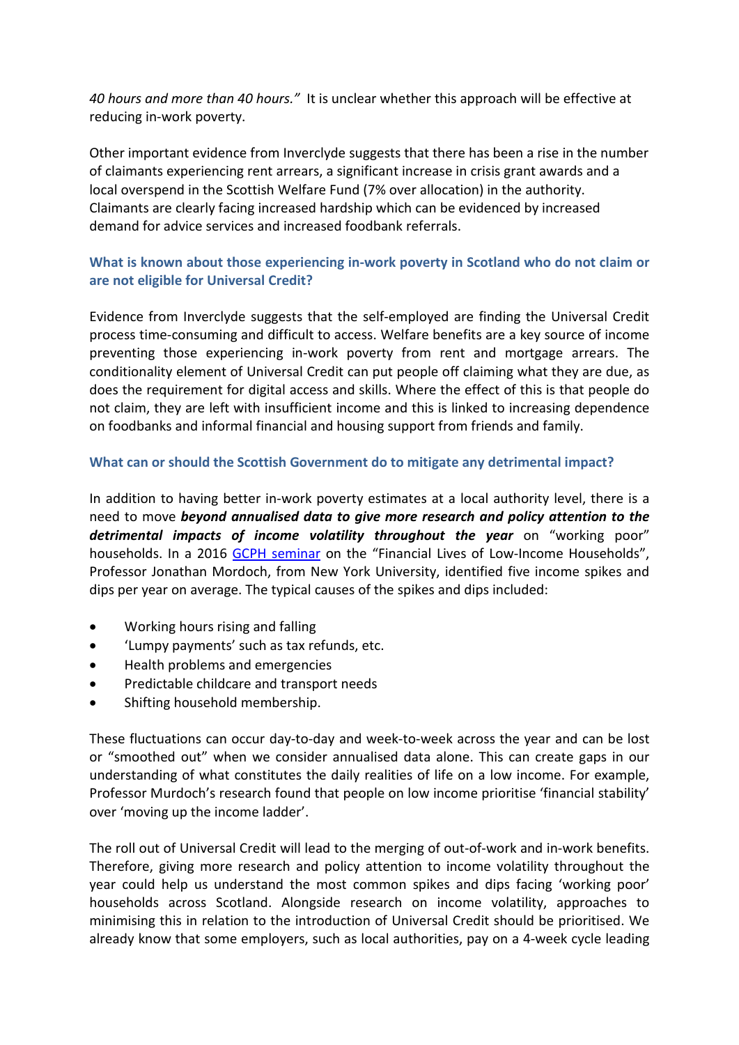*40 hours and more than 40 hours."* It is unclear whether this approach will be effective at reducing in-work poverty.

Other important evidence from Inverclyde suggests that there has been a rise in the number of claimants experiencing rent arrears, a significant increase in crisis grant awards and a local overspend in the Scottish Welfare Fund (7% over allocation) in the authority. Claimants are clearly facing increased hardship which can be evidenced by increased demand for advice services and increased foodbank referrals.

### What is known about those experiencing in-work poverty in Scotland who do not claim or are not eligible for Universal Credit?

Evidence from Inverclyde suggests that the self-employed are finding the Universal Credit process time-consuming and difficult to access. Welfare benefits are a key source of income preventing those experiencing in-work poverty from rent and mortgage arrears. The conditionality element of Universal Credit can put people off claiming what they are due, as does the requirement for digital access and skills. Where the effect of this is that people do not claim, they are left with insufficient income and this is linked to increasing dependence on foodbanks and informal financial and housing support from friends and family.

### What can or should the Scottish Government do to mitigate any detrimental impact?

In addition to having better in-work poverty estimates at a local authority level, there is a need to move ***beyond annualised data to give more research and policy attention to the detrimental impacts of income volatility throughout the year*** on "working poor" households. In a 2016 GCPH seminar on the "Financial Lives of Low-Income Households", Professor Jonathan Mordoch, from New York University, identified five income spikes and dips per year on average. The typical causes of the spikes and dips included:

- Working hours rising and falling
- 'Lumpy payments' such as tax refunds, etc.
- Health problems and emergencies
- Predictable childcare and transport needs
- Shifting household membership.

These fluctuations can occur day-to-day and week-to-week across the year and can be lost or "smoothed out" when we consider annualised data alone. This can create gaps in our understanding of what constitutes the daily realities of life on a low income. For example, Professor Murdoch's research found that people on low income prioritise 'financial stability' over 'moving up the income ladder'.

The roll out of Universal Credit will lead to the merging of out-of-work and in-work benefits. Therefore, giving more research and policy attention to income volatility throughout the year could help us understand the most common spikes and dips facing 'working poor' households across Scotland. Alongside research on income volatility, approaches to minimising this in relation to the introduction of Universal Credit should be prioritised. We already know that some employers, such as local authorities, pay on a 4-week cycle leading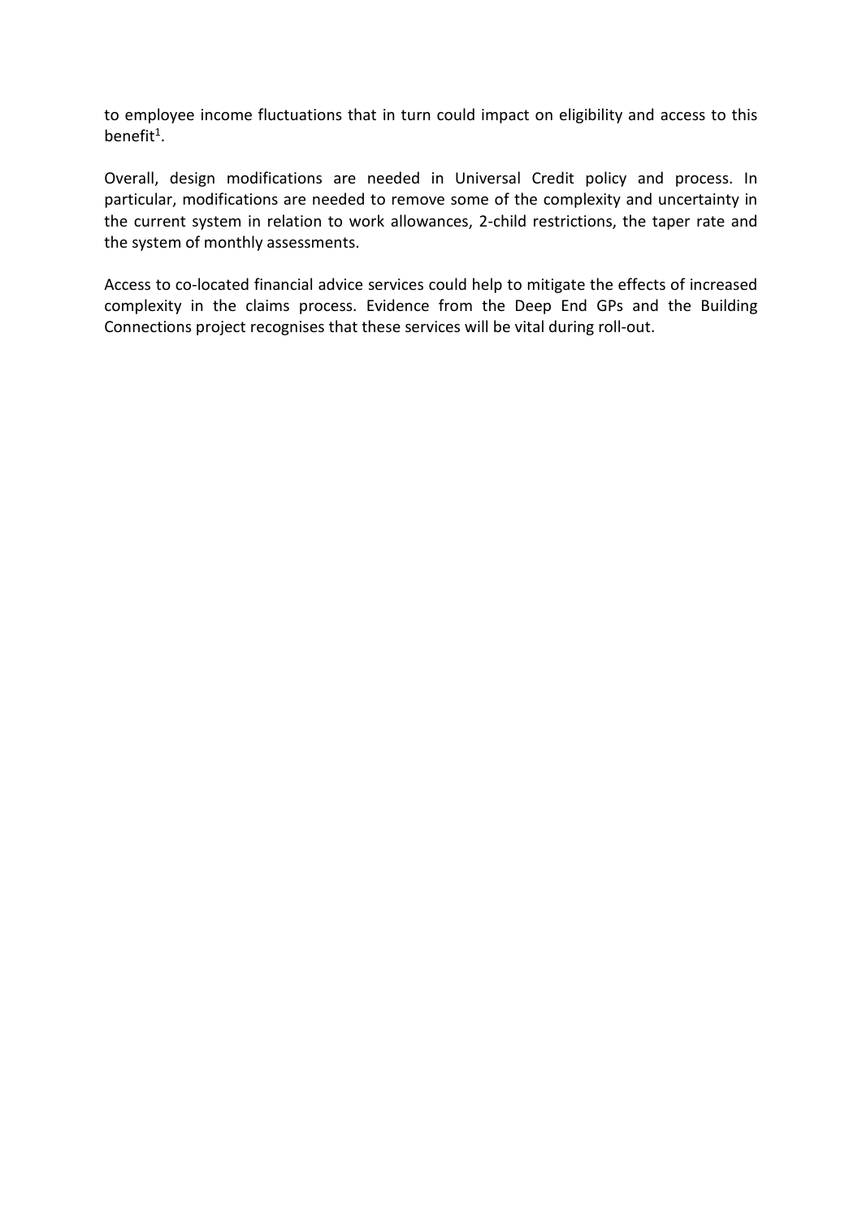to employee income fluctuations that in turn could impact on eligibility and access to this benefit[1].

Overall, design modifications are needed in Universal Credit policy and process. In particular, modifications are needed to remove some of the complexity and uncertainty in the current system in relation to work allowances, 2-child restrictions, the taper rate and the system of monthly assessments.

Access to co-located financial advice services could help to mitigate the effects of increased complexity in the claims process. Evidence from the Deep End GPs and the Building Connections project recognises that these services will be vital during roll-out.